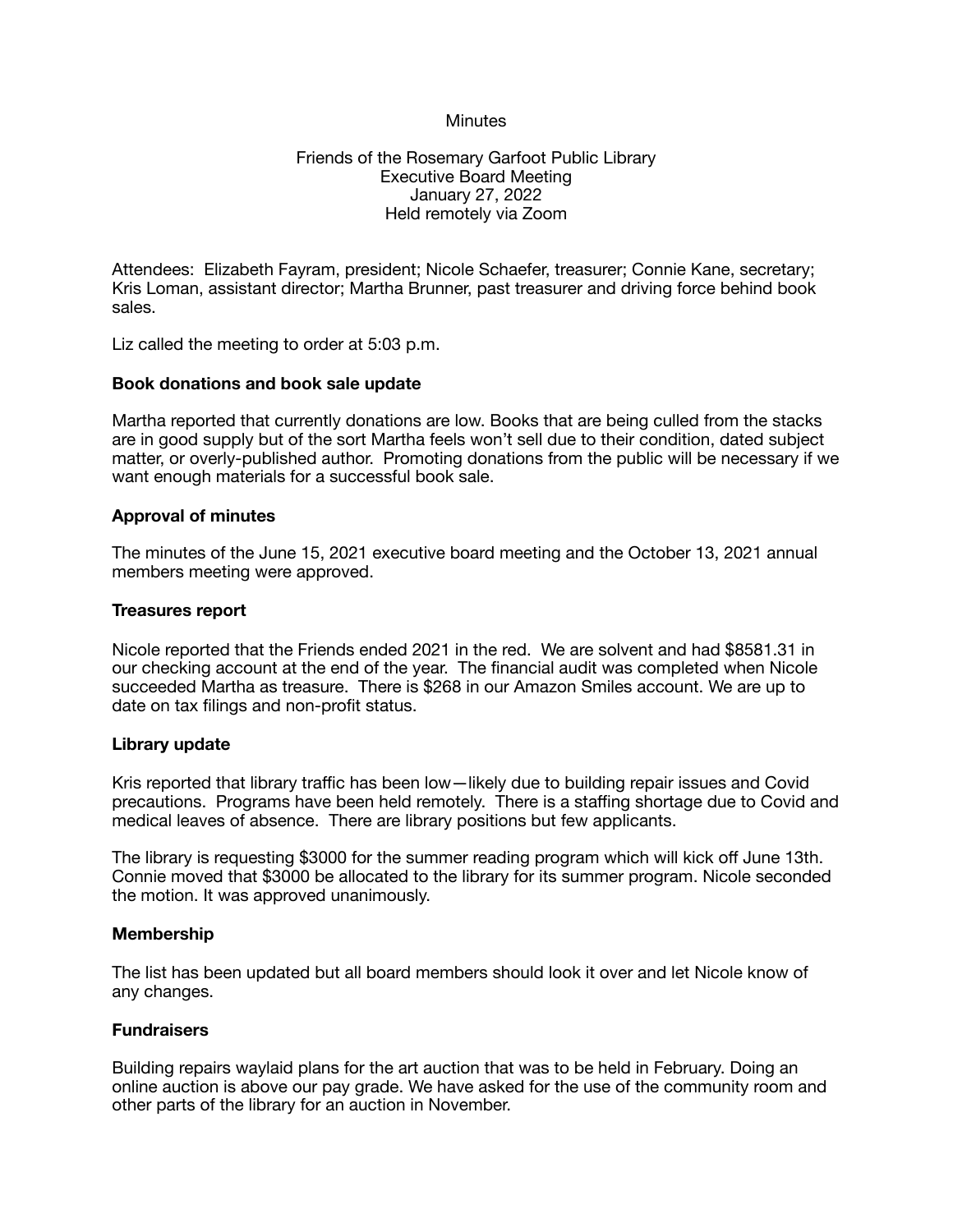Minutes

Friends of the Rosemary Garfoot Public Library
Executive Board Meeting
January 27, 2022
Held remotely via Zoom

Attendees: Elizabeth Fayram, president; Nicole Schaefer, treasurer; Connie Kane, secretary; Kris Loman, assistant director; Martha Brunner, past treasurer and driving force behind book sales.

Liz called the meeting to order at 5:03 p.m.

**Book donations and book sale update**

Martha reported that currently donations are low. Books that are being culled from the stacks are in good supply but of the sort Martha feels won't sell due to their condition, dated subject matter, or overly-published author. Promoting donations from the public will be necessary if we want enough materials for a successful book sale.

**Approval of minutes**

The minutes of the June 15, 2021 executive board meeting and the October 13, 2021 annual members meeting were approved.

**Treasures report**

Nicole reported that the Friends ended 2021 in the red. We are solvent and had $8581.31 in our checking account at the end of the year. The financial audit was completed when Nicole succeeded Martha as treasure. There is $268 in our Amazon Smiles account. We are up to date on tax filings and non-profit status.

**Library update**

Kris reported that library traffic has been low—likely due to building repair issues and Covid precautions. Programs have been held remotely. There is a staffing shortage due to Covid and medical leaves of absence. There are library positions but few applicants.

The library is requesting $3000 for the summer reading program which will kick off June 13th. Connie moved that $3000 be allocated to the library for its summer program. Nicole seconded the motion. It was approved unanimously.

**Membership**

The list has been updated but all board members should look it over and let Nicole know of any changes.

**Fundraisers**

Building repairs waylaid plans for the art auction that was to be held in February. Doing an online auction is above our pay grade. We have asked for the use of the community room and other parts of the library for an auction in November.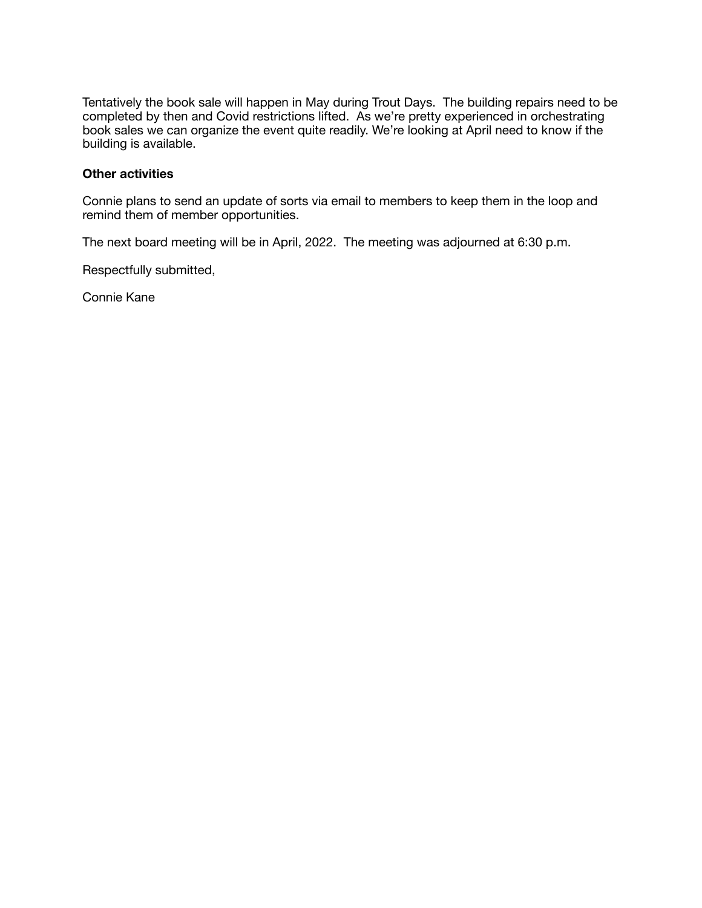Tentatively the book sale will happen in May during Trout Days. The building repairs need to be completed by then and Covid restrictions lifted. As we're pretty experienced in orchestrating book sales we can organize the event quite readily. We're looking at April need to know if the building is available.

**Other activities**

Connie plans to send an update of sorts via email to members to keep them in the loop and remind them of member opportunities.

The next board meeting will be in April, 2022. The meeting was adjourned at 6:30 p.m.

Respectfully submitted,

Connie Kane